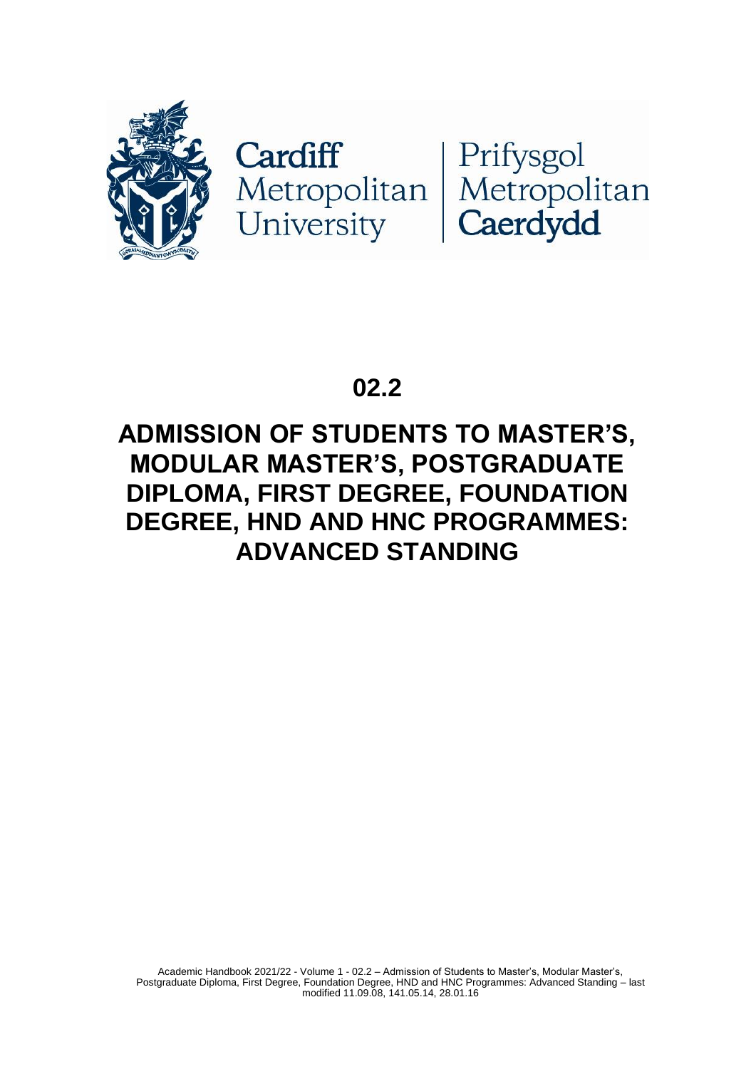Cardiff Metropolitan University | Prifysgol Metropolitan Caerdydd

# 02.2

# ADMISSION OF STUDENTS TO MASTER'S, MODULAR MASTER'S, POSTGRADUATE DIPLOMA, FIRST DEGREE, FOUNDATION DEGREE, HND AND HNC PROGRAMMES: ADVANCED STANDING

Academic Handbook 2021/22 - Volume 1 - 02.2 – Admission of Students to Master's, Modular Master's, Postgraduate Diploma, First Degree, Foundation Degree, HND and HNC Programmes: Advanced Standing – last modified 11.09.08, 141.05.14, 28.01.16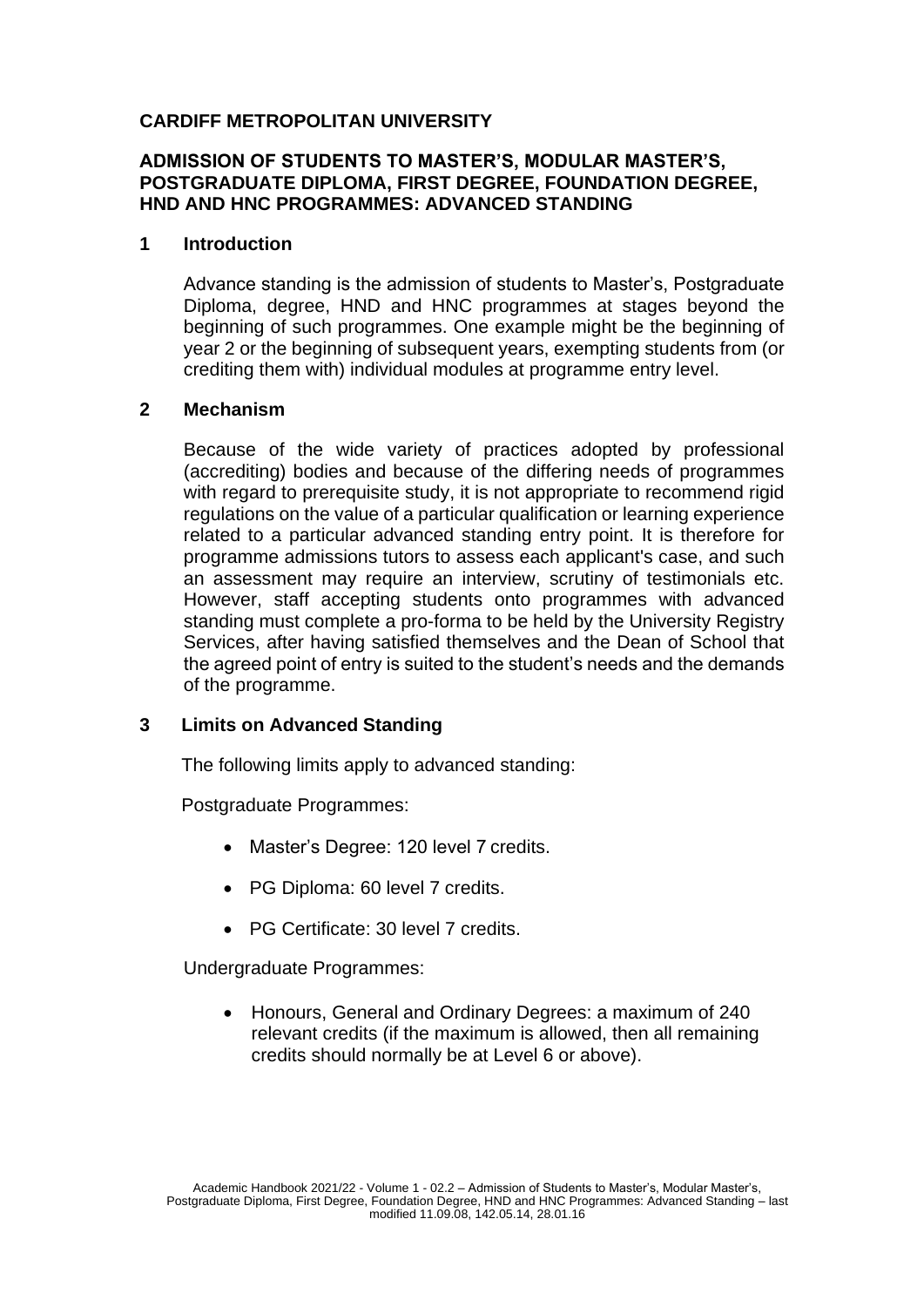**CARDIFF METROPOLITAN UNIVERSITY**

**ADMISSION OF STUDENTS TO MASTER'S, MODULAR MASTER'S, POSTGRADUATE DIPLOMA, FIRST DEGREE, FOUNDATION DEGREE, HND AND HNC PROGRAMMES: ADVANCED STANDING**

## 1 Introduction

Advance standing is the admission of students to Master's, Postgraduate Diploma, degree, HND and HNC programmes at stages beyond the beginning of such programmes. One example might be the beginning of year 2 or the beginning of subsequent years, exempting students from (or crediting them with) individual modules at programme entry level.

## 2 Mechanism

Because of the wide variety of practices adopted by professional (accrediting) bodies and because of the differing needs of programmes with regard to prerequisite study, it is not appropriate to recommend rigid regulations on the value of a particular qualification or learning experience related to a particular advanced standing entry point. It is therefore for programme admissions tutors to assess each applicant's case, and such an assessment may require an interview, scrutiny of testimonials etc. However, staff accepting students onto programmes with advanced standing must complete a pro-forma to be held by the University Registry Services, after having satisfied themselves and the Dean of School that the agreed point of entry is suited to the student's needs and the demands of the programme.

## 3 Limits on Advanced Standing

The following limits apply to advanced standing:

Postgraduate Programmes:

- Master's Degree: 120 level 7 credits.
- PG Diploma: 60 level 7 credits.
- PG Certificate: 30 level 7 credits.

Undergraduate Programmes:

- Honours, General and Ordinary Degrees: a maximum of 240 relevant credits (if the maximum is allowed, then all remaining credits should normally be at Level 6 or above).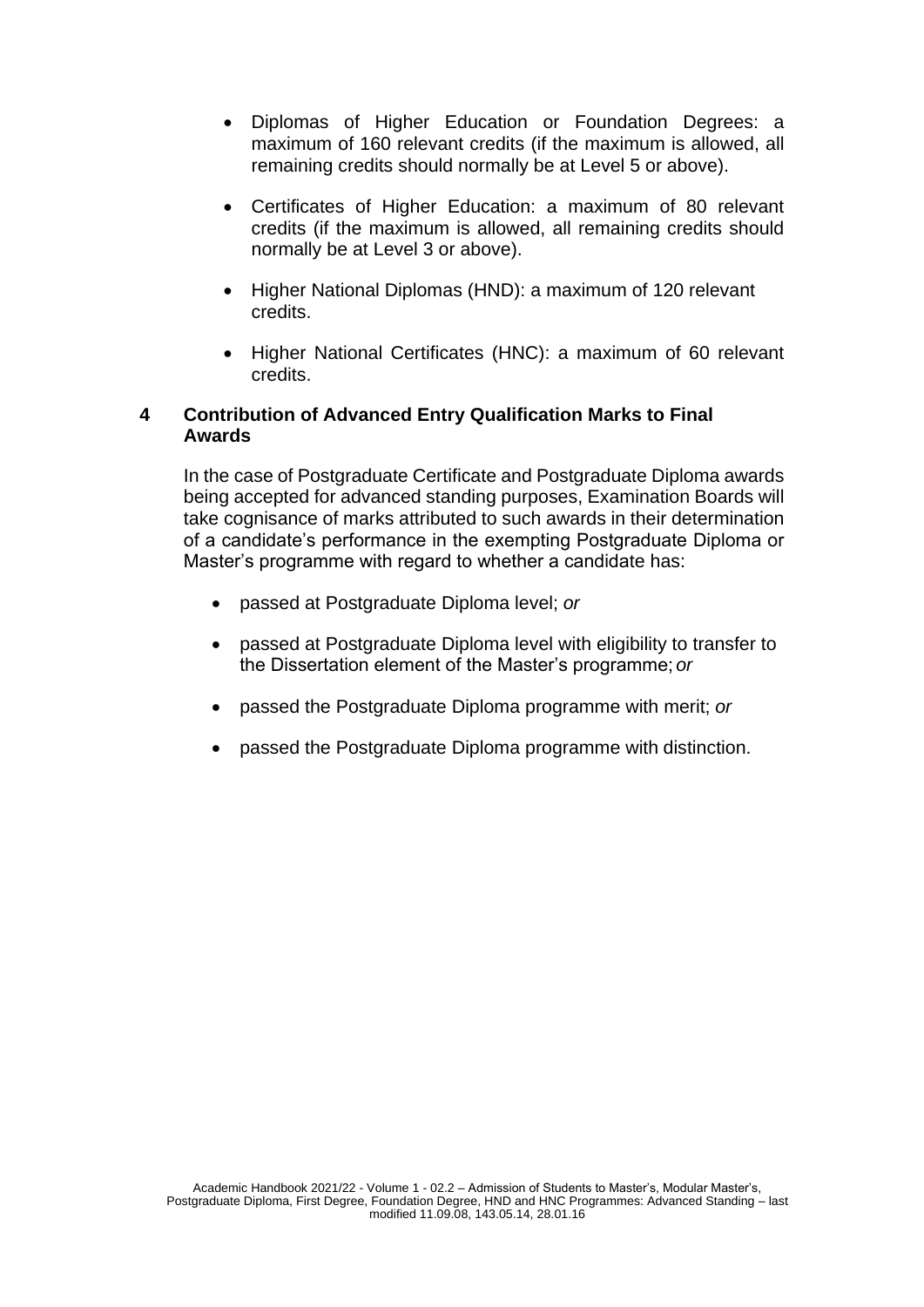- Diplomas of Higher Education or Foundation Degrees: a maximum of 160 relevant credits (if the maximum is allowed, all remaining credits should normally be at Level 5 or above).
- Certificates of Higher Education: a maximum of 80 relevant credits (if the maximum is allowed, all remaining credits should normally be at Level 3 or above).
- Higher National Diplomas (HND): a maximum of 120 relevant credits.
- Higher National Certificates (HNC): a maximum of 60 relevant credits.

## 4 Contribution of Advanced Entry Qualification Marks to Final Awards

In the case of Postgraduate Certificate and Postgraduate Diploma awards being accepted for advanced standing purposes, Examination Boards will take cognisance of marks attributed to such awards in their determination of a candidate's performance in the exempting Postgraduate Diploma or Master's programme with regard to whether a candidate has:

- passed at Postgraduate Diploma level; *or*
- passed at Postgraduate Diploma level with eligibility to transfer to the Dissertation element of the Master's programme; *or*
- passed the Postgraduate Diploma programme with merit; *or*
- passed the Postgraduate Diploma programme with distinction.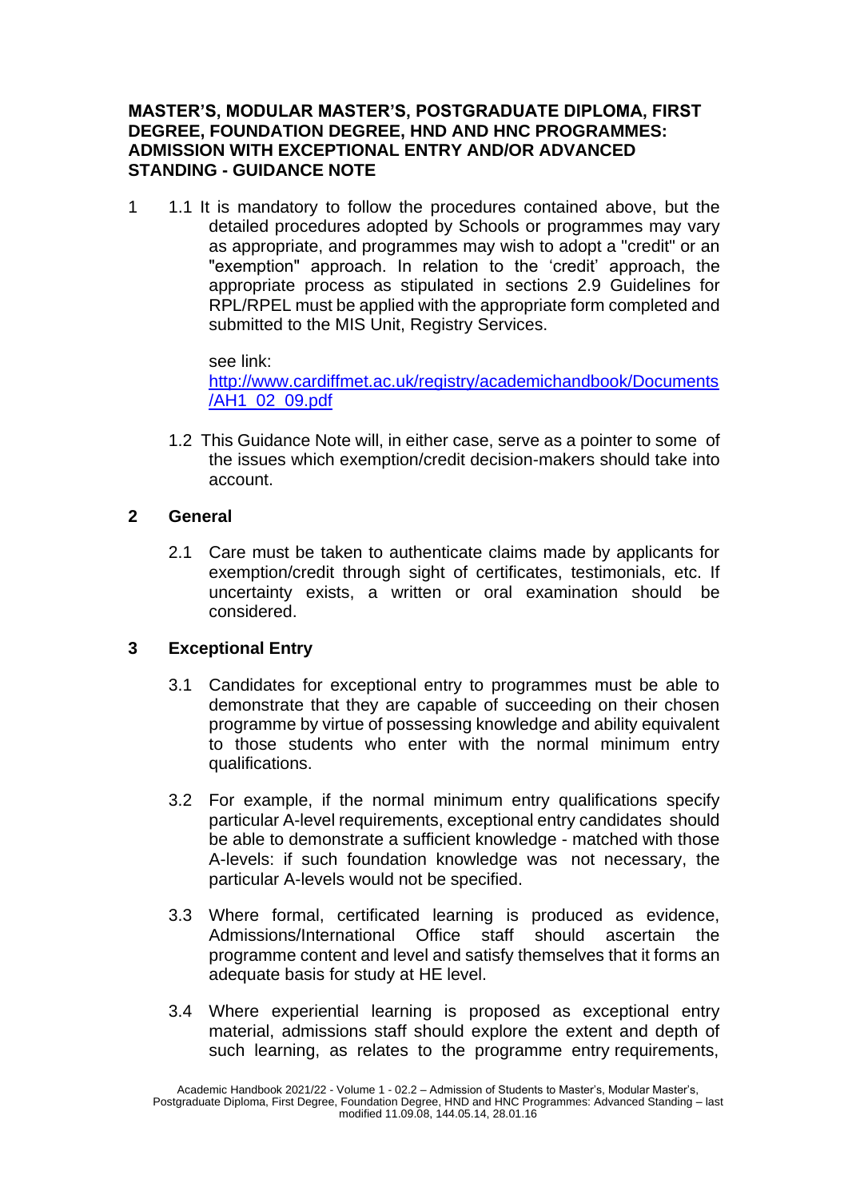**MASTER'S, MODULAR MASTER'S, POSTGRADUATE DIPLOMA, FIRST DEGREE, FOUNDATION DEGREE, HND AND HNC PROGRAMMES: ADMISSION WITH EXCEPTIONAL ENTRY AND/OR ADVANCED STANDING - GUIDANCE NOTE**

1 1.1 It is mandatory to follow the procedures contained above, but the detailed procedures adopted by Schools or programmes may vary as appropriate, and programmes may wish to adopt a "credit" or an "exemption" approach. In relation to the 'credit' approach, the appropriate process as stipulated in sections 2.9 Guidelines for RPL/RPEL must be applied with the appropriate form completed and submitted to the MIS Unit, Registry Services.

see link:
[http://www.cardiffmet.ac.uk/registry/academichandbook/Documents/AH1_02_09.pdf](http://www.cardiffmet.ac.uk/registry/academichandbook/Documents/AH1_02_09.pdf)

1.2 This Guidance Note will, in either case, serve as a pointer to some of the issues which exemption/credit decision-makers should take into account.

## 2 General

2.1 Care must be taken to authenticate claims made by applicants for exemption/credit through sight of certificates, testimonials, etc. If uncertainty exists, a written or oral examination should be considered.

## 3 Exceptional Entry

3.1 Candidates for exceptional entry to programmes must be able to demonstrate that they are capable of succeeding on their chosen programme by virtue of possessing knowledge and ability equivalent to those students who enter with the normal minimum entry qualifications.

3.2 For example, if the normal minimum entry qualifications specify particular A-level requirements, exceptional entry candidates should be able to demonstrate a sufficient knowledge - matched with those A-levels: if such foundation knowledge was not necessary, the particular A-levels would not be specified.

3.3 Where formal, certificated learning is produced as evidence, Admissions/International Office staff should ascertain the programme content and level and satisfy themselves that it forms an adequate basis for study at HE level.

3.4 Where experiential learning is proposed as exceptional entry material, admissions staff should explore the extent and depth of such learning, as relates to the programme entry requirements,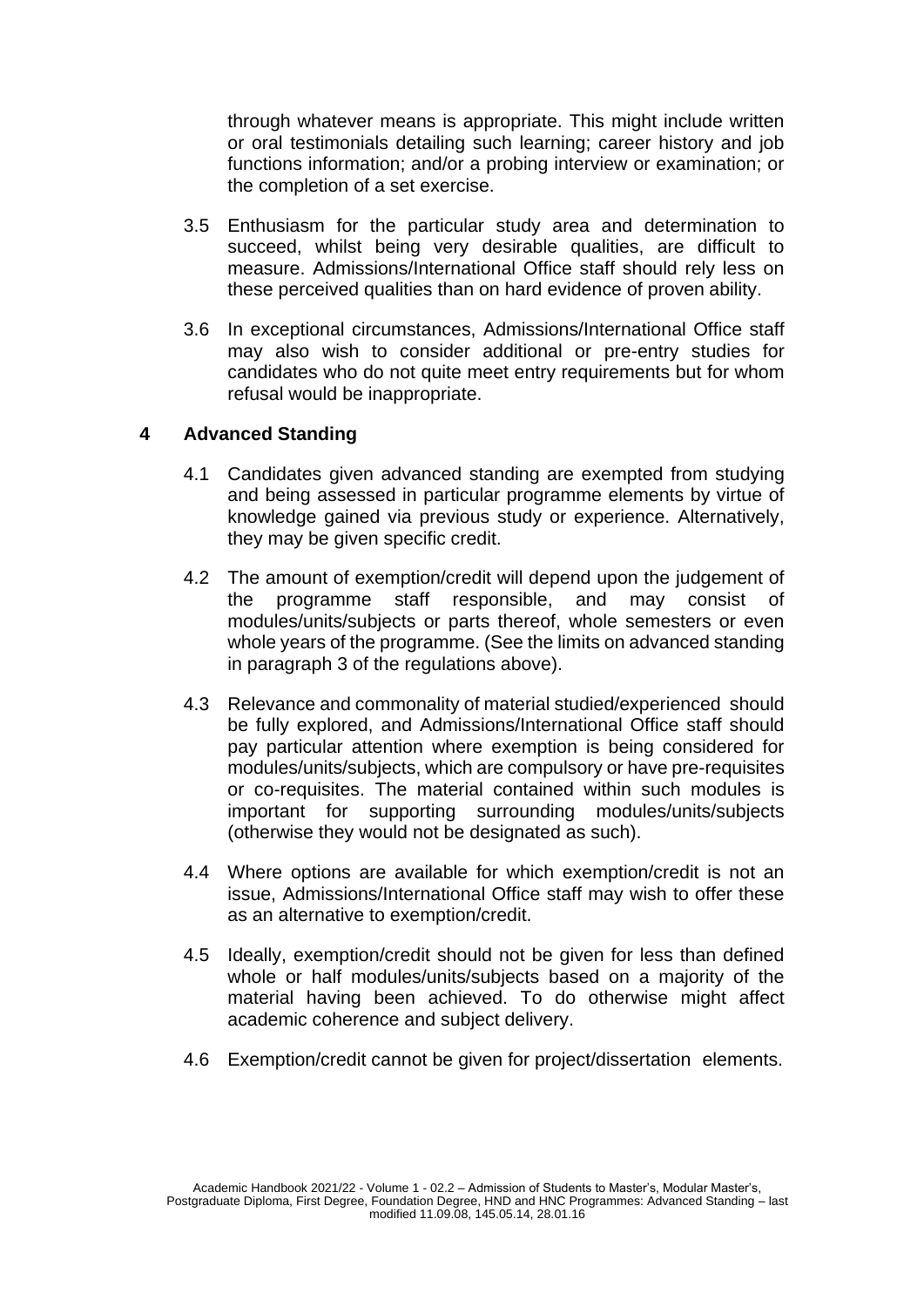through whatever means is appropriate. This might include written or oral testimonials detailing such learning; career history and job functions information; and/or a probing interview or examination; or the completion of a set exercise.

3.5 Enthusiasm for the particular study area and determination to succeed, whilst being very desirable qualities, are difficult to measure. Admissions/International Office staff should rely less on these perceived qualities than on hard evidence of proven ability.

3.6 In exceptional circumstances, Admissions/International Office staff may also wish to consider additional or pre-entry studies for candidates who do not quite meet entry requirements but for whom refusal would be inappropriate.

## 4 Advanced Standing

4.1 Candidates given advanced standing are exempted from studying and being assessed in particular programme elements by virtue of knowledge gained via previous study or experience. Alternatively, they may be given specific credit.

4.2 The amount of exemption/credit will depend upon the judgement of the programme staff responsible, and may consist of modules/units/subjects or parts thereof, whole semesters or even whole years of the programme. (See the limits on advanced standing in paragraph 3 of the regulations above).

4.3 Relevance and commonality of material studied/experienced should be fully explored, and Admissions/International Office staff should pay particular attention where exemption is being considered for modules/units/subjects, which are compulsory or have pre-requisites or co-requisites. The material contained within such modules is important for supporting surrounding modules/units/subjects (otherwise they would not be designated as such).

4.4 Where options are available for which exemption/credit is not an issue, Admissions/International Office staff may wish to offer these as an alternative to exemption/credit.

4.5 Ideally, exemption/credit should not be given for less than defined whole or half modules/units/subjects based on a majority of the material having been achieved. To do otherwise might affect academic coherence and subject delivery.

4.6 Exemption/credit cannot be given for project/dissertation elements.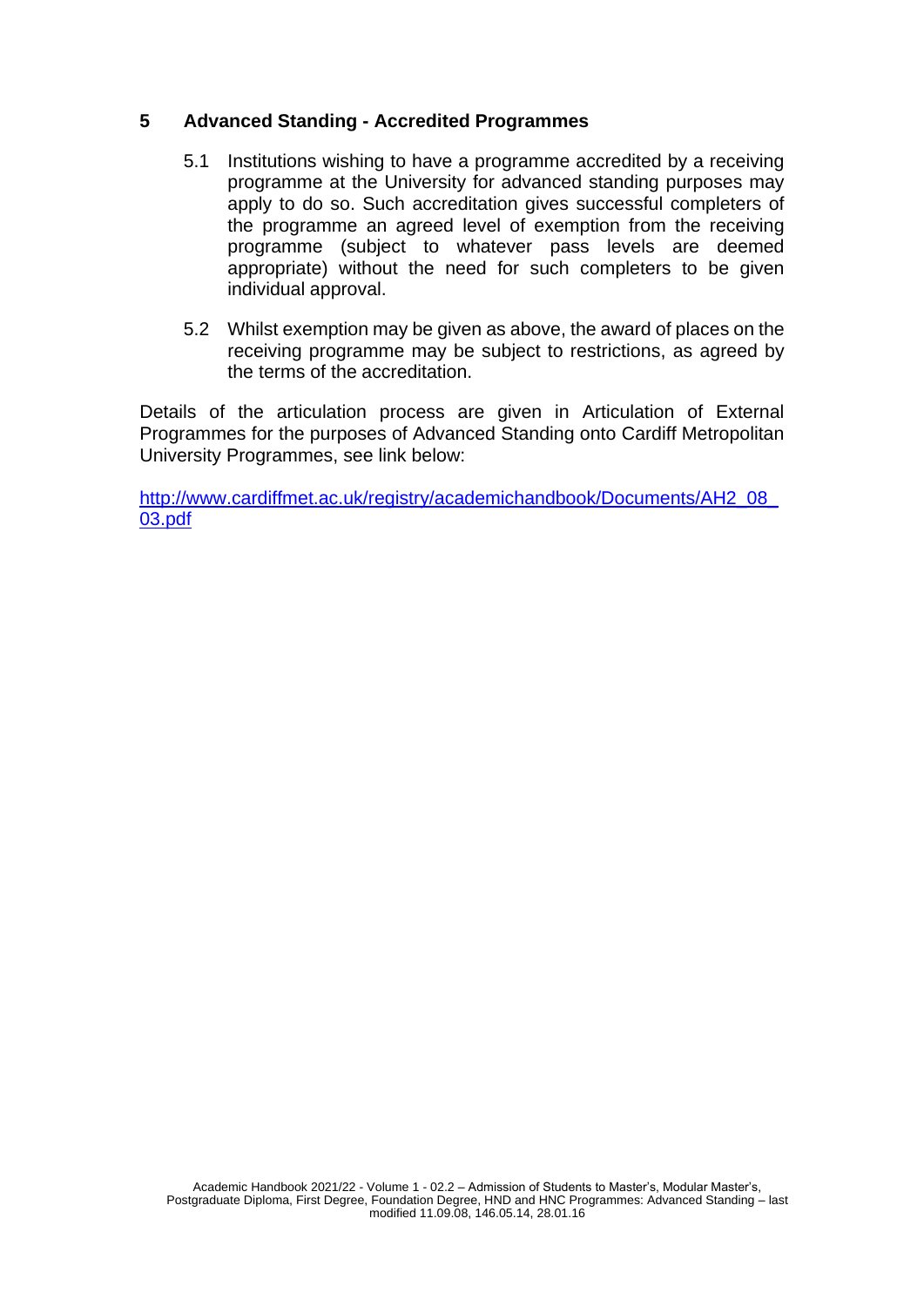## 5 Advanced Standing - Accredited Programmes

5.1 Institutions wishing to have a programme accredited by a receiving programme at the University for advanced standing purposes may apply to do so. Such accreditation gives successful completers of the programme an agreed level of exemption from the receiving programme (subject to whatever pass levels are deemed appropriate) without the need for such completers to be given individual approval.

5.2 Whilst exemption may be given as above, the award of places on the receiving programme may be subject to restrictions, as agreed by the terms of the accreditation.

Details of the articulation process are given in Articulation of External Programmes for the purposes of Advanced Standing onto Cardiff Metropolitan University Programmes, see link below:

http://www.cardiffmet.ac.uk/registry/academichandbook/Documents/AH2_08_03.pdf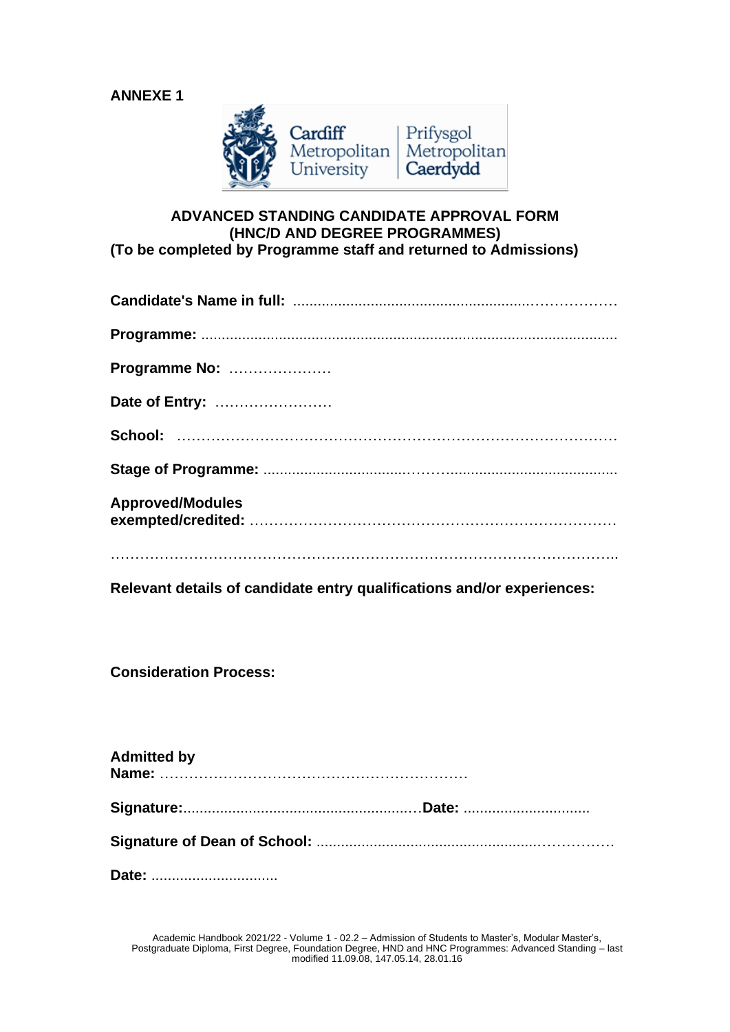**ANNEXE 1**

Cardiff Metropolitan University | Prifysgol Metropolitan Caerdydd

**ADVANCED STANDING CANDIDATE APPROVAL FORM**
**(HNC/D AND DEGREE PROGRAMMES)**
**(To be completed by Programme staff and returned to Admissions)**

**Candidate's Name in full:** ..........................................................................

**Programme:** ....................................................................................................

**Programme No:** .....................

**Date of Entry:** ........................

**School:** .............................................................................................

**Stage of Programme:** ..........................................................................

**Approved/Modules exempted/credited:** ..........................................................................

..........................................................................................................

**Relevant details of candidate entry qualifications and/or experiences:**

**Consideration Process:**

**Admitted by**
**Name:** ..........................................................

**Signature:**.......................................................**Date:** ..............................

**Signature of Dean of School:** ....................................................................

**Date:** ...............................

Academic Handbook 2021/22 - Volume 1 - 02.2 – Admission of Students to Master's, Modular Master's, Postgraduate Diploma, First Degree, Foundation Degree, HND and HNC Programmes: Advanced Standing – last modified 11.09.08, 147.05.14, 28.01.16